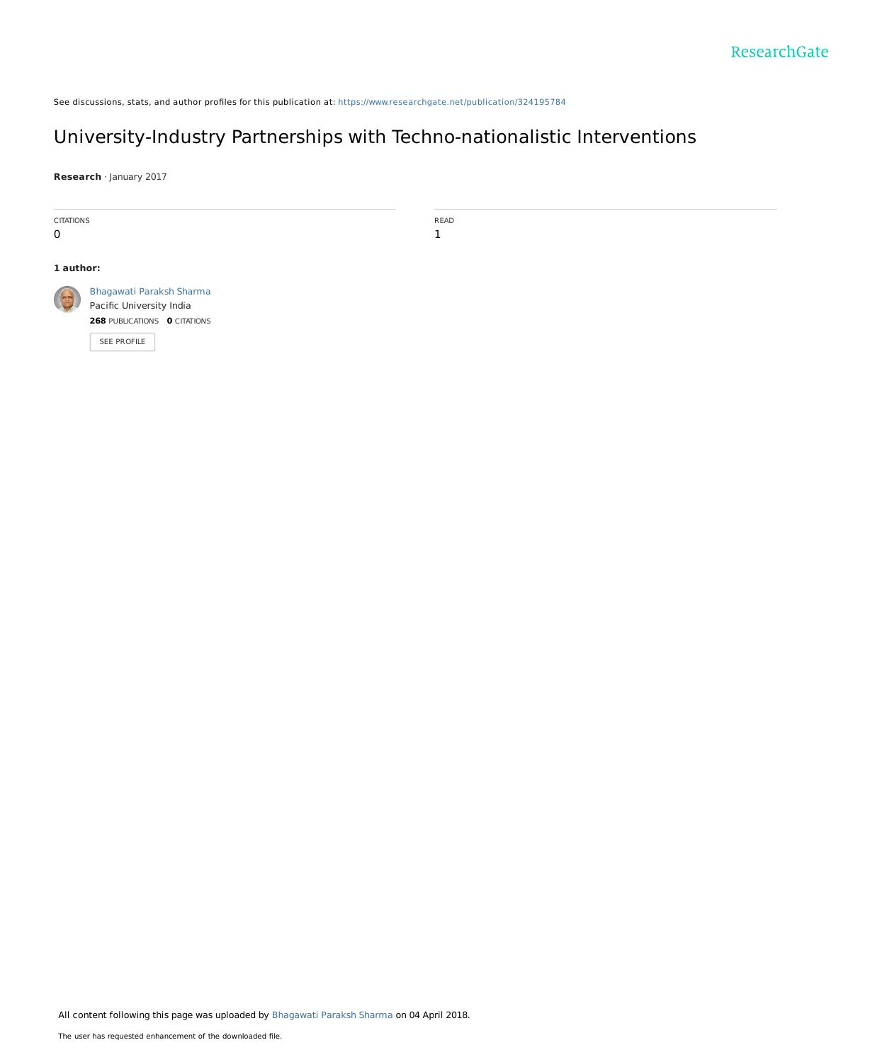See discussions, stats, and author profiles for this publication at: https://www.researchgate.net/publication/324195784

# University-Industry Partnerships with Techno-nationalistic Interventions

**Research** · January 2017

CITATIONS
0

READ
1

**1 author:**

Bhagawati Paraksh Sharma
Pacific University India
**268** PUBLICATIONS **0** CITATIONS

SEE PROFILE

All content following this page was uploaded by Bhagawati Paraksh Sharma on 04 April 2018.

The user has requested enhancement of the downloaded file.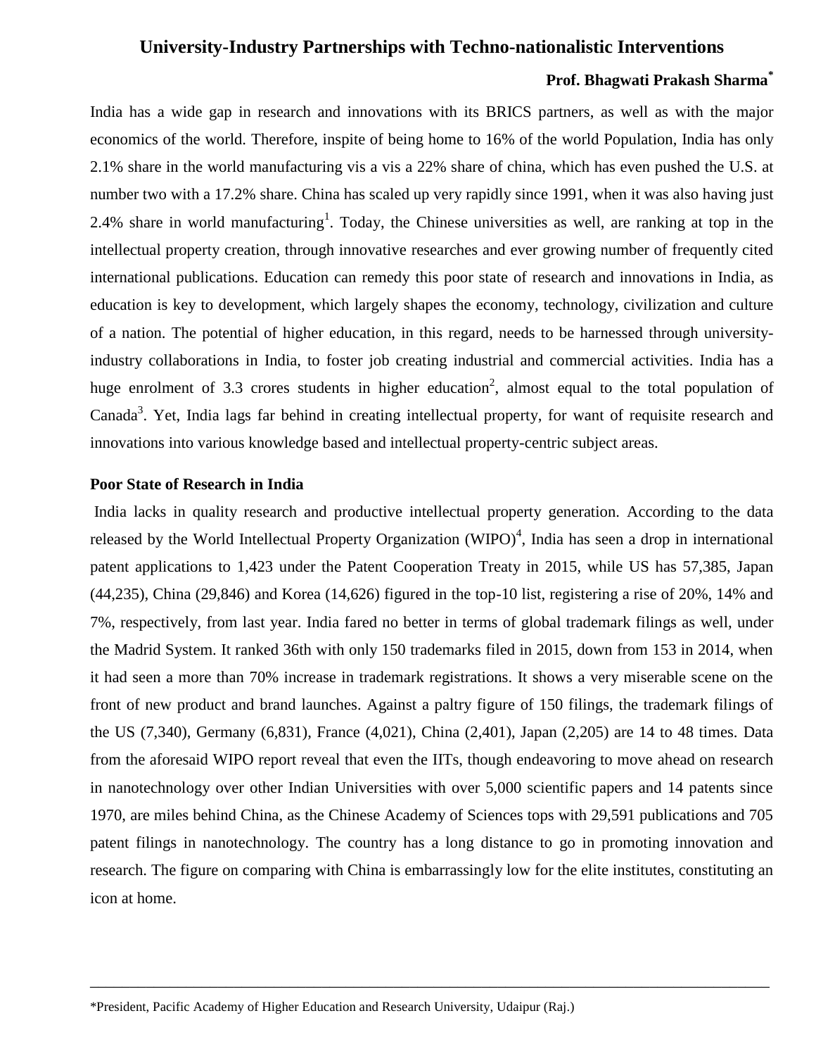# University-Industry Partnerships with Techno-nationalistic Interventions

**Prof. Bhagwati Prakash Sharma***

India has a wide gap in research and innovations with its BRICS partners, as well as with the major economics of the world. Therefore, inspite of being home to 16% of the world Population, India has only 2.1% share in the world manufacturing vis a vis a 22% share of china, which has even pushed the U.S. at number two with a 17.2% share. China has scaled up very rapidly since 1991, when it was also having just 2.4% share in world manufacturing[1]. Today, the Chinese universities as well, are ranking at top in the intellectual property creation, through innovative researches and ever growing number of frequently cited international publications. Education can remedy this poor state of research and innovations in India, as education is key to development, which largely shapes the economy, technology, civilization and culture of a nation. The potential of higher education, in this regard, needs to be harnessed through university-industry collaborations in India, to foster job creating industrial and commercial activities. India has a huge enrolment of 3.3 crores students in higher education[2], almost equal to the total population of Canada[3]. Yet, India lags far behind in creating intellectual property, for want of requisite research and innovations into various knowledge based and intellectual property-centric subject areas.

## Poor State of Research in India

India lacks in quality research and productive intellectual property generation. According to the data released by the World Intellectual Property Organization (WIPO)[4], India has seen a drop in international patent applications to 1,423 under the Patent Cooperation Treaty in 2015, while US has 57,385, Japan (44,235), China (29,846) and Korea (14,626) figured in the top-10 list, registering a rise of 20%, 14% and 7%, respectively, from last year. India fared no better in terms of global trademark filings as well, under the Madrid System. It ranked 36th with only 150 trademarks filed in 2015, down from 153 in 2014, when it had seen a more than 70% increase in trademark registrations. It shows a very miserable scene on the front of new product and brand launches. Against a paltry figure of 150 filings, the trademark filings of the US (7,340), Germany (6,831), France (4,021), China (2,401), Japan (2,205) are 14 to 48 times. Data from the aforesaid WIPO report reveal that even the IITs, though endeavoring to move ahead on research in nanotechnology over other Indian Universities with over 5,000 scientific papers and 14 patents since 1970, are miles behind China, as the Chinese Academy of Sciences tops with 29,591 publications and 705 patent filings in nanotechnology. The country has a long distance to go in promoting innovation and research. The figure on comparing with China is embarrassingly low for the elite institutes, constituting an icon at home.

---

*President, Pacific Academy of Higher Education and Research University, Udaipur (Raj.)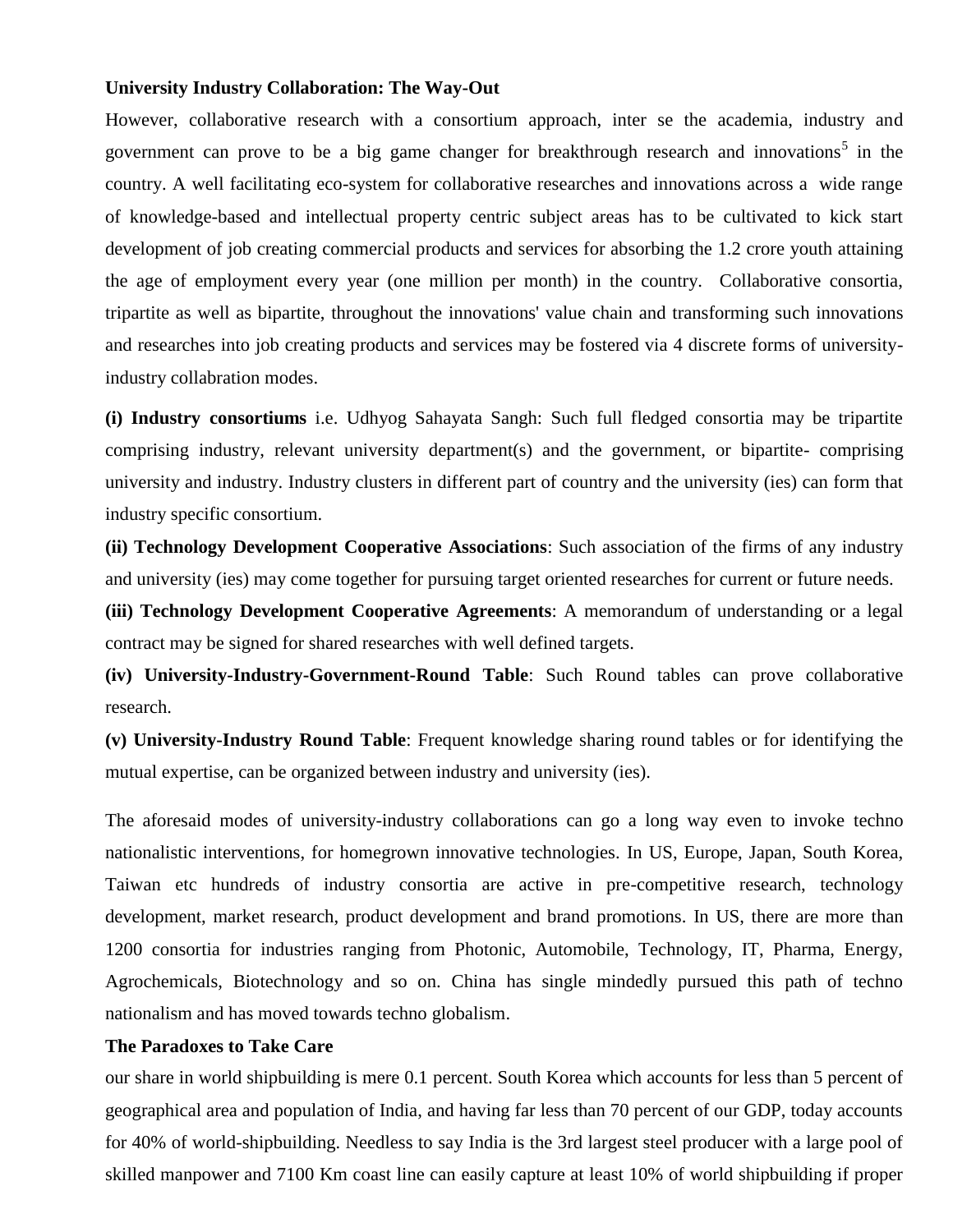**University Industry Collaboration: The Way-Out**

However, collaborative research with a consortium approach, inter se the academia, industry and government can prove to be a big game changer for breakthrough research and innovations[5] in the country. A well facilitating eco-system for collaborative researches and innovations across a wide range of knowledge-based and intellectual property centric subject areas has to be cultivated to kick start development of job creating commercial products and services for absorbing the 1.2 crore youth attaining the age of employment every year (one million per month) in the country. Collaborative consortia, tripartite as well as bipartite, throughout the innovations' value chain and transforming such innovations and researches into job creating products and services may be fostered via 4 discrete forms of university-industry collabration modes.

**(i) Industry consortiums** i.e. Udhyog Sahayata Sangh: Such full fledged consortia may be tripartite comprising industry, relevant university department(s) and the government, or bipartite- comprising university and industry. Industry clusters in different part of country and the university (ies) can form that industry specific consortium.

**(ii) Technology Development Cooperative Associations**: Such association of the firms of any industry and university (ies) may come together for pursuing target oriented researches for current or future needs.

**(iii) Technology Development Cooperative Agreements**: A memorandum of understanding or a legal contract may be signed for shared researches with well defined targets.

**(iv) University-Industry-Government-Round Table**: Such Round tables can prove collaborative research.

**(v) University-Industry Round Table**: Frequent knowledge sharing round tables or for identifying the mutual expertise, can be organized between industry and university (ies).

The aforesaid modes of university-industry collaborations can go a long way even to invoke techno nationalistic interventions, for homegrown innovative technologies. In US, Europe, Japan, South Korea, Taiwan etc hundreds of industry consortia are active in pre-competitive research, technology development, market research, product development and brand promotions. In US, there are more than 1200 consortia for industries ranging from Photonic, Automobile, Technology, IT, Pharma, Energy, Agrochemicals, Biotechnology and so on. China has single mindedly pursued this path of techno nationalism and has moved towards techno globalism.

**The Paradoxes to Take Care**

our share in world shipbuilding is mere 0.1 percent. South Korea which accounts for less than 5 percent of geographical area and population of India, and having far less than 70 percent of our GDP, today accounts for 40% of world-shipbuilding. Needless to say India is the 3rd largest steel producer with a large pool of skilled manpower and 7100 Km coast line can easily capture at least 10% of world shipbuilding if proper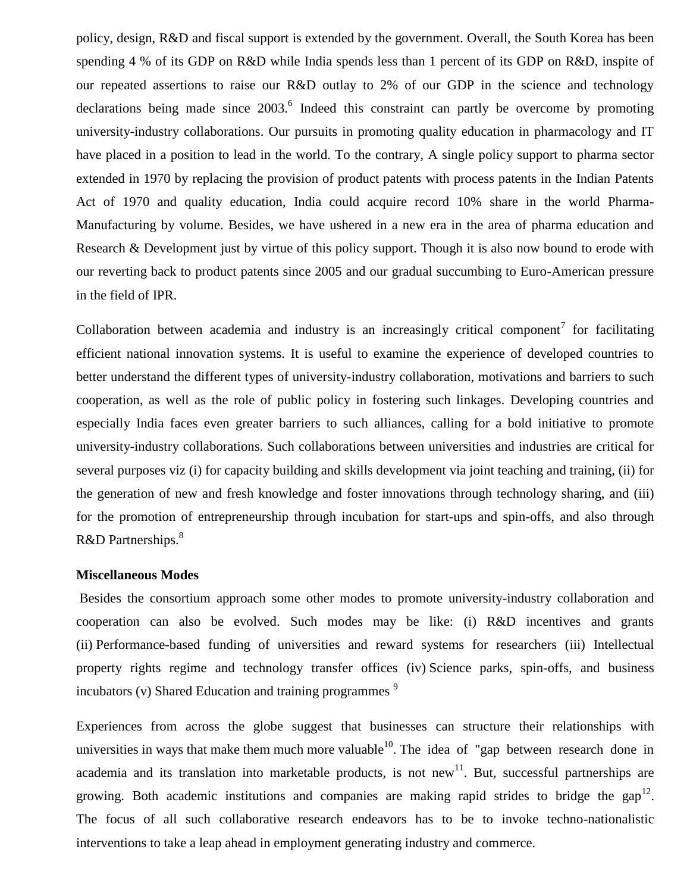policy, design, R&D and fiscal support is extended by the government. Overall, the South Korea has been spending 4 % of its GDP on R&D while India spends less than 1 percent of its GDP on R&D, inspite of our repeated assertions to raise our R&D outlay to 2% of our GDP in the science and technology declarations being made since 2003.[6] Indeed this constraint can partly be overcome by promoting university-industry collaborations. Our pursuits in promoting quality education in pharmacology and IT have placed in a position to lead in the world. To the contrary, A single policy support to pharma sector extended in 1970 by replacing the provision of product patents with process patents in the Indian Patents Act of 1970 and quality education, India could acquire record 10% share in the world Pharma-Manufacturing by volume. Besides, we have ushered in a new era in the area of pharma education and Research & Development just by virtue of this policy support. Though it is also now bound to erode with our reverting back to product patents since 2005 and our gradual succumbing to Euro-American pressure in the field of IPR.

Collaboration between academia and industry is an increasingly critical component[7] for facilitating efficient national innovation systems. It is useful to examine the experience of developed countries to better understand the different types of university-industry collaboration, motivations and barriers to such cooperation, as well as the role of public policy in fostering such linkages. Developing countries and especially India faces even greater barriers to such alliances, calling for a bold initiative to promote university-industry collaborations. Such collaborations between universities and industries are critical for several purposes viz (i) for capacity building and skills development via joint teaching and training, (ii) for the generation of new and fresh knowledge and foster innovations through technology sharing, and (iii) for the promotion of entrepreneurship through incubation for start-ups and spin-offs, and also through R&D Partnerships.[8]

**Miscellaneous Modes**

Besides the consortium approach some other modes to promote university-industry collaboration and cooperation can also be evolved. Such modes may be like: (i) R&D incentives and grants (ii) Performance-based funding of universities and reward systems for researchers (iii) Intellectual property rights regime and technology transfer offices (iv) Science parks, spin-offs, and business incubators (v) Shared Education and training programmes [9]

Experiences from across the globe suggest that businesses can structure their relationships with universities in ways that make them much more valuable[10]. The idea of "gap between research done in academia and its translation into marketable products, is not new[11]. But, successful partnerships are growing. Both academic institutions and companies are making rapid strides to bridge the gap[12]. The focus of all such collaborative research endeavors has to be to invoke techno-nationalistic interventions to take a leap ahead in employment generating industry and commerce.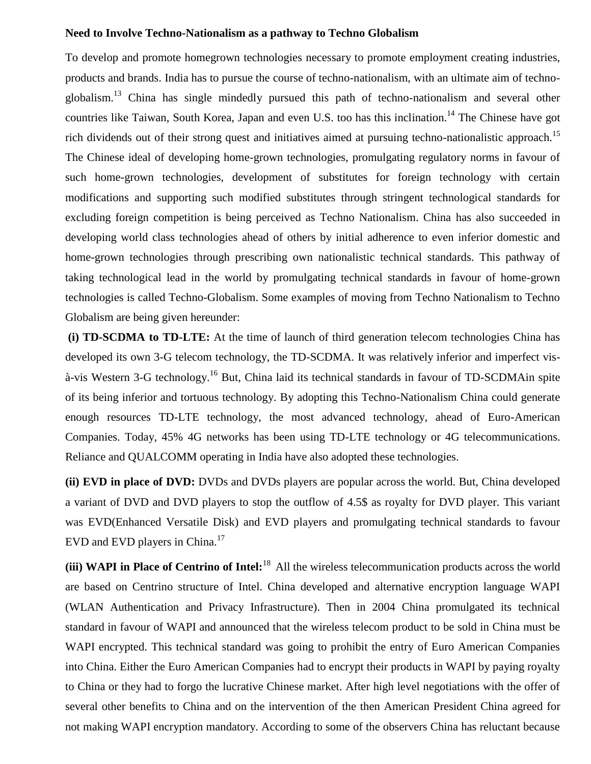**Need to Involve Techno-Nationalism as a pathway to Techno Globalism**

To develop and promote homegrown technologies necessary to promote employment creating industries, products and brands. India has to pursue the course of techno-nationalism, with an ultimate aim of techno-globalism.[13] China has single mindedly pursued this path of techno-nationalism and several other countries like Taiwan, South Korea, Japan and even U.S. too has this inclination.[14] The Chinese have got rich dividends out of their strong quest and initiatives aimed at pursuing techno-nationalistic approach.[15] The Chinese ideal of developing home-grown technologies, promulgating regulatory norms in favour of such home-grown technologies, development of substitutes for foreign technology with certain modifications and supporting such modified substitutes through stringent technological standards for excluding foreign competition is being perceived as Techno Nationalism. China has also succeeded in developing world class technologies ahead of others by initial adherence to even inferior domestic and home-grown technologies through prescribing own nationalistic technical standards. This pathway of taking technological lead in the world by promulgating technical standards in favour of home-grown technologies is called Techno-Globalism. Some examples of moving from Techno Nationalism to Techno Globalism are being given hereunder:

**(i) TD-SCDMA to TD-LTE:** At the time of launch of third generation telecom technologies China has developed its own 3-G telecom technology, the TD-SCDMA. It was relatively inferior and imperfect vis-à-vis Western 3-G technology.[16] But, China laid its technical standards in favour of TD-SCDMAin spite of its being inferior and tortuous technology. By adopting this Techno-Nationalism China could generate enough resources TD-LTE technology, the most advanced technology, ahead of Euro-American Companies. Today, 45% 4G networks has been using TD-LTE technology or 4G telecommunications. Reliance and QUALCOMM operating in India have also adopted these technologies.

**(ii) EVD in place of DVD:** DVDs and DVDs players are popular across the world. But, China developed a variant of DVD and DVD players to stop the outflow of 4.5$ as royalty for DVD player. This variant was EVD(Enhanced Versatile Disk) and EVD players and promulgating technical standards to favour EVD and EVD players in China.[17]

**(iii) WAPI in Place of Centrino of Intel:**[18] All the wireless telecommunication products across the world are based on Centrino structure of Intel. China developed and alternative encryption language WAPI (WLAN Authentication and Privacy Infrastructure). Then in 2004 China promulgated its technical standard in favour of WAPI and announced that the wireless telecom product to be sold in China must be WAPI encrypted. This technical standard was going to prohibit the entry of Euro American Companies into China. Either the Euro American Companies had to encrypt their products in WAPI by paying royalty to China or they had to forgo the lucrative Chinese market. After high level negotiations with the offer of several other benefits to China and on the intervention of the then American President China agreed for not making WAPI encryption mandatory. According to some of the observers China has reluctant because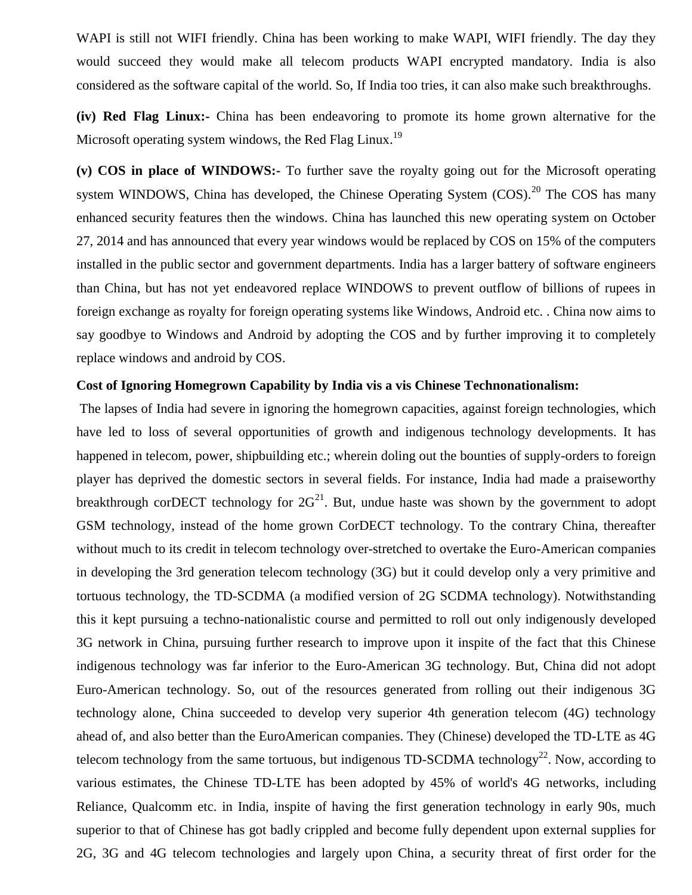WAPI is still not WIFI friendly. China has been working to make WAPI, WIFI friendly. The day they would succeed they would make all telecom products WAPI encrypted mandatory. India is also considered as the software capital of the world. So, If India too tries, it can also make such breakthroughs.

**(iv) Red Flag Linux:-** China has been endeavoring to promote its home grown alternative for the Microsoft operating system windows, the Red Flag Linux.[19]

**(v) COS in place of WINDOWS:-** To further save the royalty going out for the Microsoft operating system WINDOWS, China has developed, the Chinese Operating System (COS).[20] The COS has many enhanced security features then the windows. China has launched this new operating system on October 27, 2014 and has announced that every year windows would be replaced by COS on 15% of the computers installed in the public sector and government departments. India has a larger battery of software engineers than China, but has not yet endeavored replace WINDOWS to prevent outflow of billions of rupees in foreign exchange as royalty for foreign operating systems like Windows, Android etc. . China now aims to say goodbye to Windows and Android by adopting the COS and by further improving it to completely replace windows and android by COS.

**Cost of Ignoring Homegrown Capability by India vis a vis Chinese Technonationalism:**

The lapses of India had severe in ignoring the homegrown capacities, against foreign technologies, which have led to loss of several opportunities of growth and indigenous technology developments. It has happened in telecom, power, shipbuilding etc.; wherein doling out the bounties of supply-orders to foreign player has deprived the domestic sectors in several fields. For instance, India had made a praiseworthy breakthrough corDECT technology for 2G[21]. But, undue haste was shown by the government to adopt GSM technology, instead of the home grown CorDECT technology. To the contrary China, thereafter without much to its credit in telecom technology over-stretched to overtake the Euro-American companies in developing the 3rd generation telecom technology (3G) but it could develop only a very primitive and tortuous technology, the TD-SCDMA (a modified version of 2G SCDMA technology). Notwithstanding this it kept pursuing a techno-nationalistic course and permitted to roll out only indigenously developed 3G network in China, pursuing further research to improve upon it inspite of the fact that this Chinese indigenous technology was far inferior to the Euro-American 3G technology. But, China did not adopt Euro-American technology. So, out of the resources generated from rolling out their indigenous 3G technology alone, China succeeded to develop very superior 4th generation telecom (4G) technology ahead of, and also better than the EuroAmerican companies. They (Chinese) developed the TD-LTE as 4G telecom technology from the same tortuous, but indigenous TD-SCDMA technology[22]. Now, according to various estimates, the Chinese TD-LTE has been adopted by 45% of world's 4G networks, including Reliance, Qualcomm etc. in India, inspite of having the first generation technology in early 90s, much superior to that of Chinese has got badly crippled and become fully dependent upon external supplies for 2G, 3G and 4G telecom technologies and largely upon China, a security threat of first order for the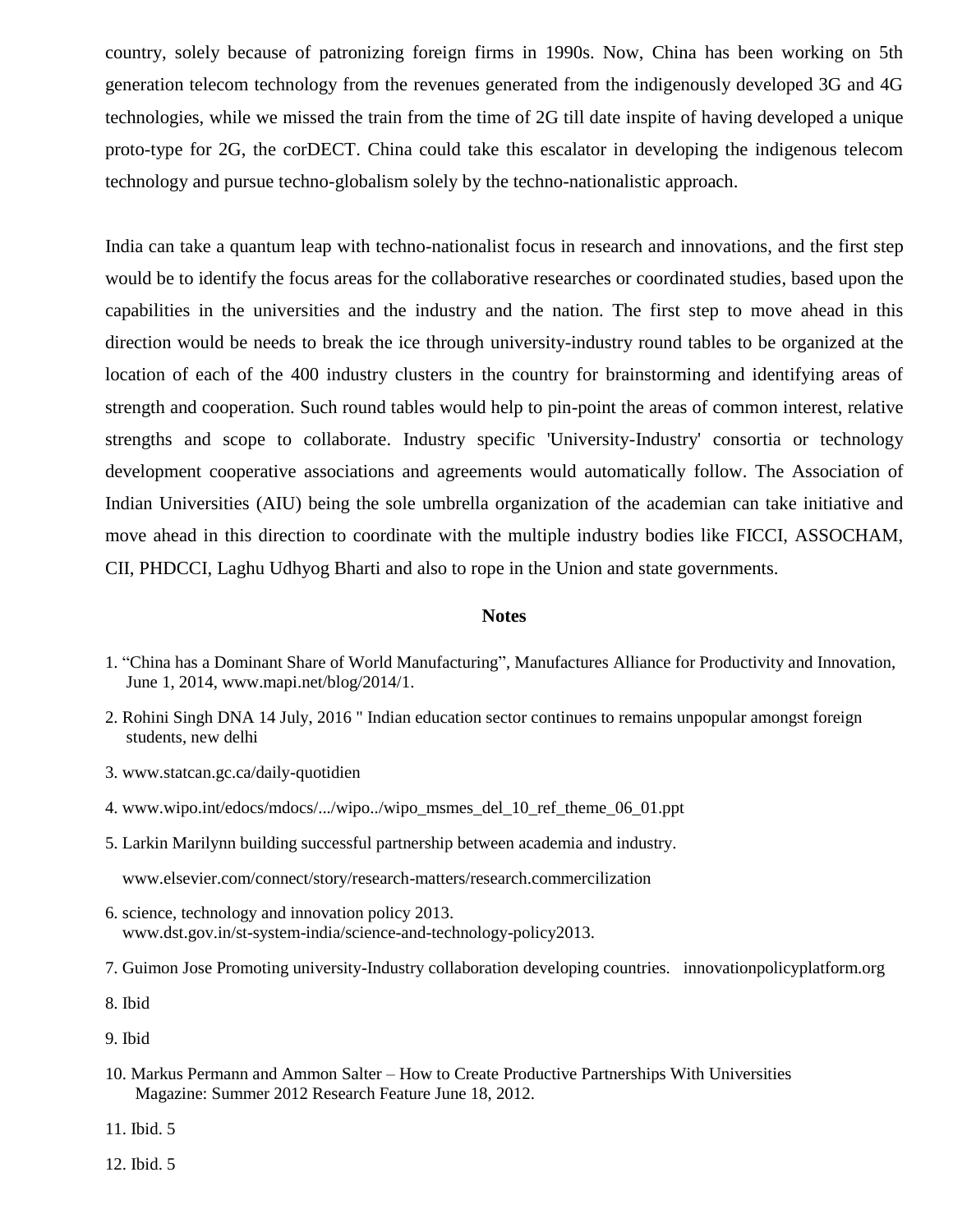country, solely because of patronizing foreign firms in 1990s. Now, China has been working on 5th generation telecom technology from the revenues generated from the indigenously developed 3G and 4G technologies, while we missed the train from the time of 2G till date inspite of having developed a unique proto-type for 2G, the corDECT. China could take this escalator in developing the indigenous telecom technology and pursue techno-globalism solely by the techno-nationalistic approach.

India can take a quantum leap with techno-nationalist focus in research and innovations, and the first step would be to identify the focus areas for the collaborative researches or coordinated studies, based upon the capabilities in the universities and the industry and the nation. The first step to move ahead in this direction would be needs to break the ice through university-industry round tables to be organized at the location of each of the 400 industry clusters in the country for brainstorming and identifying areas of strength and cooperation. Such round tables would help to pin-point the areas of common interest, relative strengths and scope to collaborate. Industry specific 'University-Industry' consortia or technology development cooperative associations and agreements would automatically follow. The Association of Indian Universities (AIU) being the sole umbrella organization of the academian can take initiative and move ahead in this direction to coordinate with the multiple industry bodies like FICCI, ASSOCHAM, CII, PHDCCI, Laghu Udhyog Bharti and also to rope in the Union and state governments.

## Notes

1. "China has a Dominant Share of World Manufacturing", Manufactures Alliance for Productivity and Innovation, June 1, 2014, www.mapi.net/blog/2014/1.
2. Rohini Singh DNA 14 July, 2016 " Indian education sector continues to remains unpopular amongst foreign students, new delhi
3. www.statcan.gc.ca/daily-quotidien
4. www.wipo.int/edocs/mdocs/.../wipo../wipo_msmes_del_10_ref_theme_06_01.ppt
5. Larkin Marilynn building successful partnership between academia and industry.

   www.elsevier.com/connect/story/research-matters/research.commercilization
6. science, technology and innovation policy 2013. www.dst.gov.in/st-system-india/science-and-technology-policy2013.
7. Guimon Jose Promoting university-Industry collaboration developing countries. innovationpolicyplatform.org
8. Ibid
9. Ibid
10. Markus Permann and Ammon Salter – How to Create Productive Partnerships With Universities Magazine: Summer 2012 Research Feature June 18, 2012.
11. Ibid. 5
12. Ibid. 5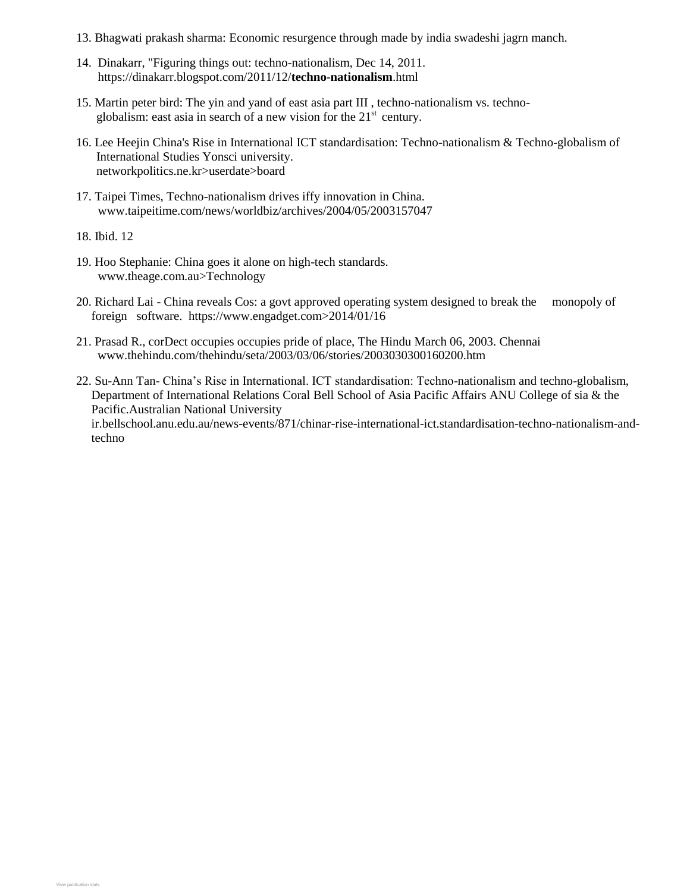13. Bhagwati prakash sharma: Economic resurgence through made by india swadeshi jagrn manch.

14. Dinakarr, "Figuring things out: techno-nationalism, Dec 14, 2011. https://dinakarr.blogspot.com/2011/12/**techno-nationalism**.html

15. Martin peter bird: The yin and yand of east asia part III , techno-nationalism vs. techno-globalism: east asia in search of a new vision for the 21st century.

16. Lee Heejin China's Rise in International ICT standardisation: Techno-nationalism & Techno-globalism of International Studies Yonsci university. networkpolitics.ne.kr>userdate>board

17. Taipei Times, Techno-nationalism drives iffy innovation in China. www.taipeitime.com/news/worldbiz/archives/2004/05/2003157047

18. Ibid. 12

19. Hoo Stephanie: China goes it alone on high-tech standards. www.theage.com.au>Technology

20. Richard Lai - China reveals Cos: a govt approved operating system designed to break the monopoly of foreign software. https://www.engadget.com>2014/01/16

21. Prasad R., corDect occupies occupies pride of place, The Hindu March 06, 2003. Chennai www.thehindu.com/thehindu/seta/2003/03/06/stories/2003030300160200.htm

22. Su-Ann Tan- China's Rise in International. ICT standardisation: Techno-nationalism and techno-globalism, Department of International Relations Coral Bell School of Asia Pacific Affairs ANU College of sia & the Pacific.Australian National University ir.bellschool.anu.edu.au/news-events/871/chinar-rise-international-ict.standardisation-techno-nationalism-and-techno